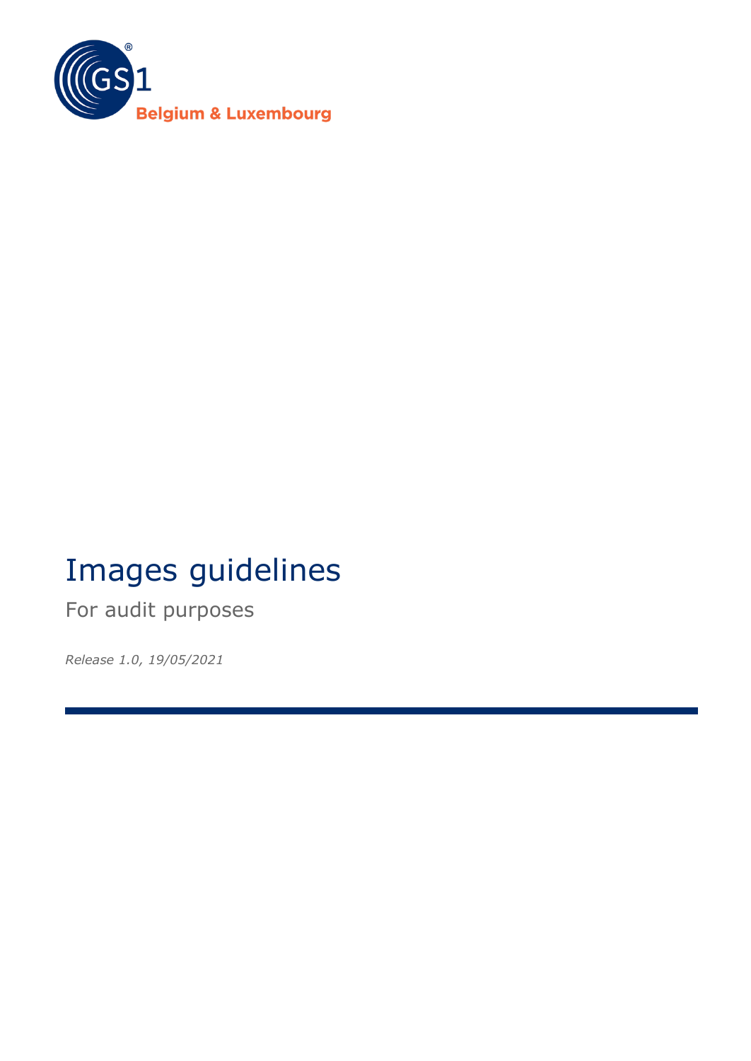GS1 Belgium & Luxembourg

# Images guidelines

For audit purposes

*Release 1.0, 19/05/2021*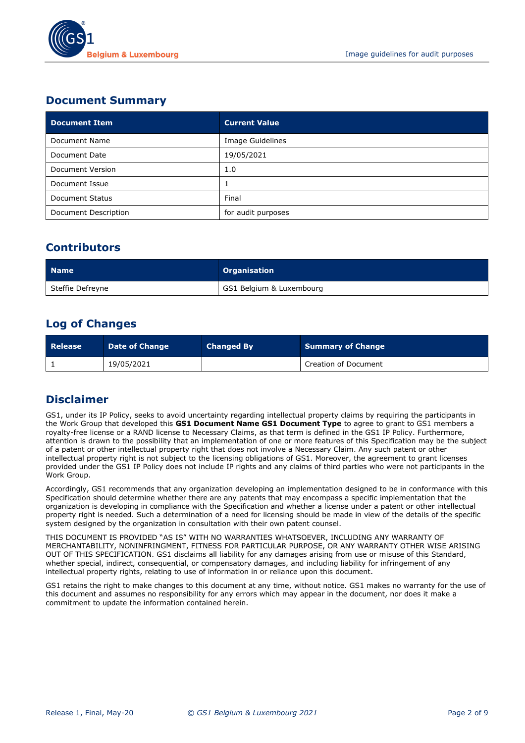## Document Summary

| Document Item | Current Value |
| --- | --- |
| Document Name | Image Guidelines |
| Document Date | 19/05/2021 |
| Document Version | 1.0 |
| Document Issue | 1 |
| Document Status | Final |
| Document Description | for audit purposes |

## Contributors

| Name | Organisation |
| --- | --- |
| Steffie Defreyne | GS1 Belgium & Luxembourg |

## Log of Changes

| Release | Date of Change | Changed By | Summary of Change |
| --- | --- | --- | --- |
| 1 | 19/05/2021 | | Creation of Document |

## Disclaimer

GS1, under its IP Policy, seeks to avoid uncertainty regarding intellectual property claims by requiring the participants in the Work Group that developed this **GS1 Document Name GS1 Document Type** to agree to grant to GS1 members a royalty-free license or a RAND license to Necessary Claims, as that term is defined in the GS1 IP Policy. Furthermore, attention is drawn to the possibility that an implementation of one or more features of this Specification may be the subject of a patent or other intellectual property right that does not involve a Necessary Claim. Any such patent or other intellectual property right is not subject to the licensing obligations of GS1. Moreover, the agreement to grant licenses provided under the GS1 IP Policy does not include IP rights and any claims of third parties who were not participants in the Work Group.

Accordingly, GS1 recommends that any organization developing an implementation designed to be in conformance with this Specification should determine whether there are any patents that may encompass a specific implementation that the organization is developing in compliance with the Specification and whether a license under a patent or other intellectual property right is needed. Such a determination of a need for licensing should be made in view of the details of the specific system designed by the organization in consultation with their own patent counsel.

THIS DOCUMENT IS PROVIDED "AS IS" WITH NO WARRANTIES WHATSOEVER, INCLUDING ANY WARRANTY OF MERCHANTABILITY, NONINFRINGMENT, FITNESS FOR PARTICULAR PURPOSE, OR ANY WARRANTY OTHER WISE ARISING OUT OF THIS SPECIFICATION. GS1 disclaims all liability for any damages arising from use or misuse of this Standard, whether special, indirect, consequential, or compensatory damages, and including liability for infringement of any intellectual property rights, relating to use of information in or reliance upon this document.

GS1 retains the right to make changes to this document at any time, without notice. GS1 makes no warranty for the use of this document and assumes no responsibility for any errors which may appear in the document, nor does it make a commitment to update the information contained herein.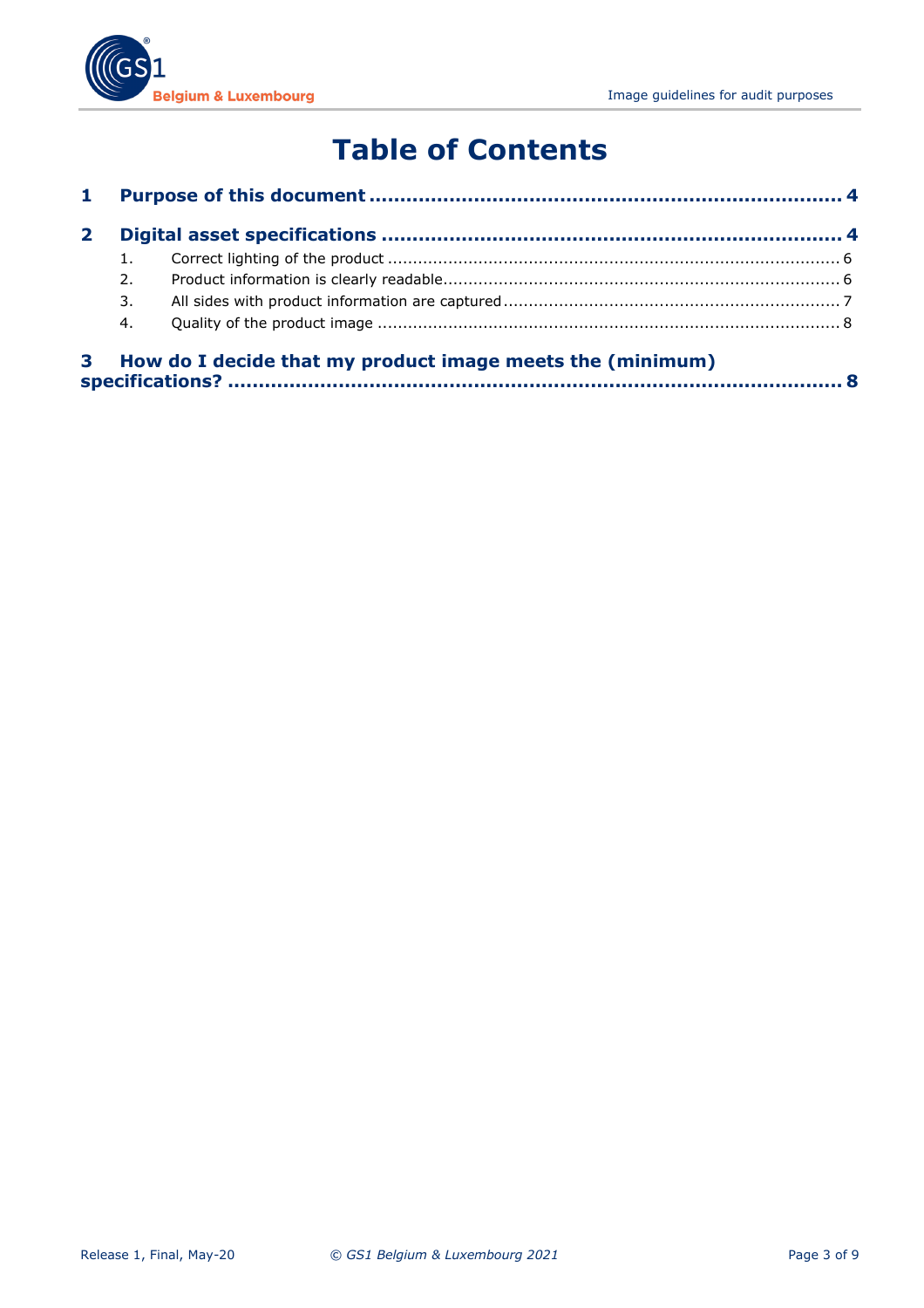# Table of Contents

**1 Purpose of this document .................................................................... 4**

**2 Digital asset specifications .................................................................. 4**

1. Correct lighting of the product ........................................................................ 6
2. Product information is clearly readable............................................................. 6
3. All sides with product information are captured.................................................. 7
4. Quality of the product image .......................................................................... 8

**3 How do I decide that my product image meets the (minimum) specifications? ................................................................................ 8**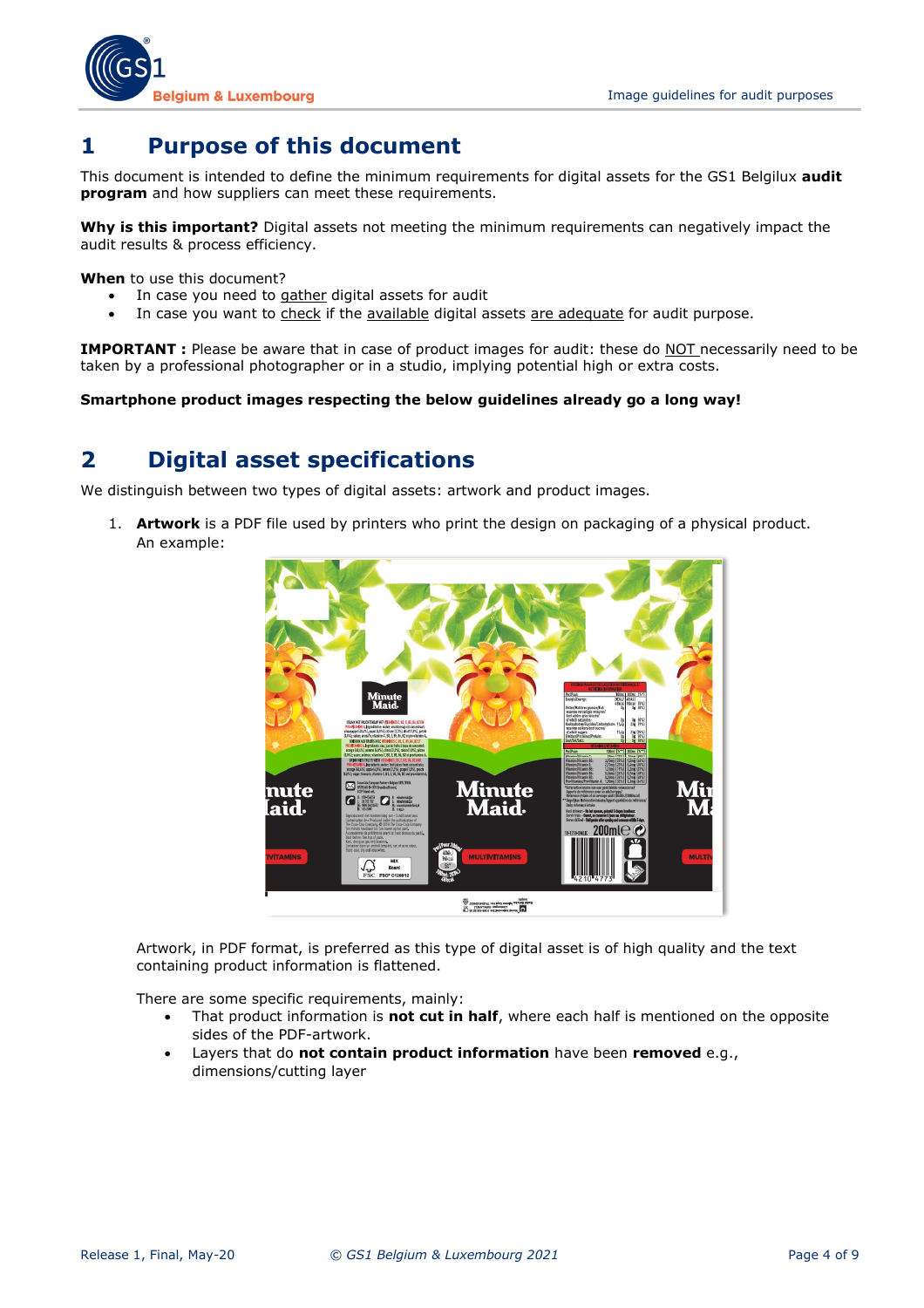# 1 Purpose of this document

This document is intended to define the minimum requirements for digital assets for the GS1 Belgilux **audit program** and how suppliers can meet these requirements.

**Why is this important?** Digital assets not meeting the minimum requirements can negatively impact the audit results & process efficiency.

**When** to use this document?

- In case you need to gather digital assets for audit
- In case you want to check if the available digital assets are adequate for audit purpose.

**IMPORTANT :** Please be aware that in case of product images for audit: these do NOT necessarily need to be taken by a professional photographer or in a studio, implying potential high or extra costs.

**Smartphone product images respecting the below guidelines already go a long way!**

# 2 Digital asset specifications

We distinguish between two types of digital assets: artwork and product images.

1. **Artwork** is a PDF file used by printers who print the design on packaging of a physical product. An example:

   Artwork, in PDF format, is preferred as this type of digital asset is of high quality and the text containing product information is flattened.

   There are some specific requirements, mainly:

   - That product information is **not cut in half**, where each half is mentioned on the opposite sides of the PDF-artwork.
   - Layers that do **not contain product information** have been **removed** e.g., dimensions/cutting layer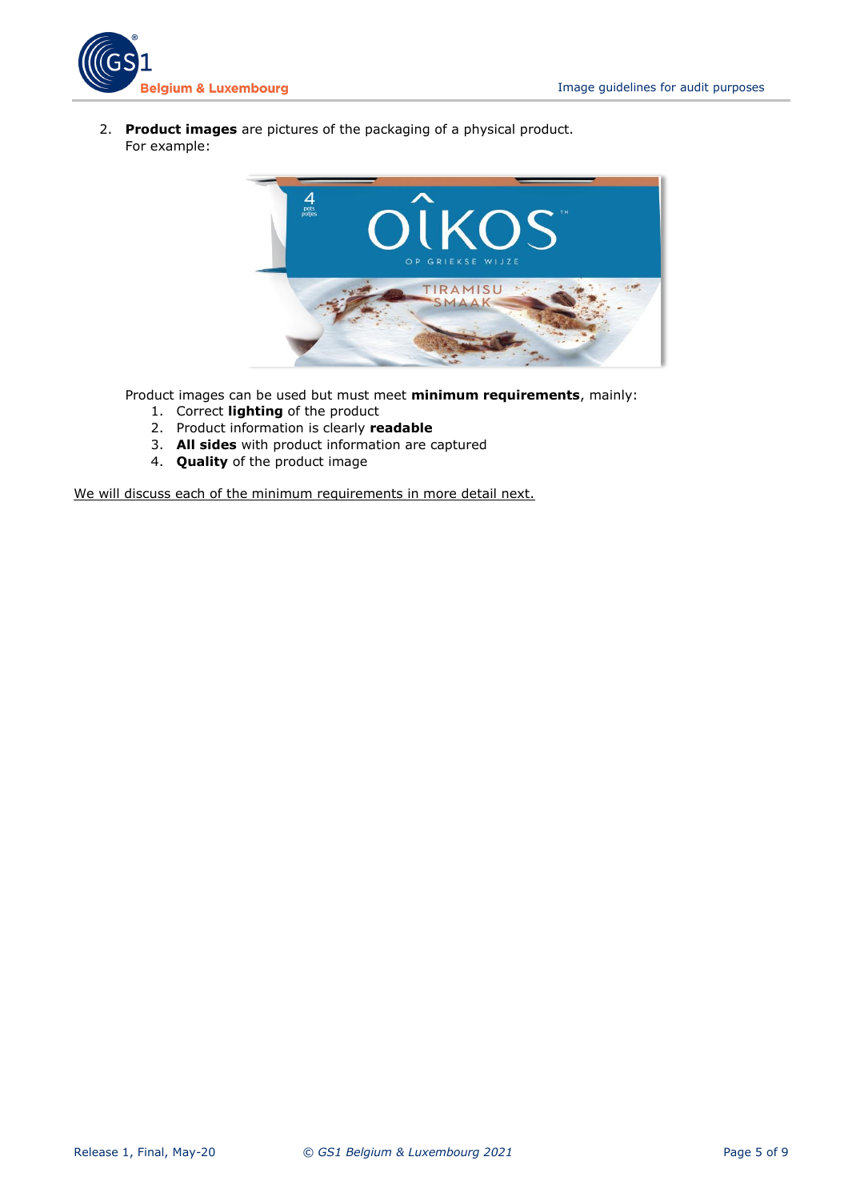2. **Product images** are pictures of the packaging of a physical product.
   For example:

Product images can be used but must meet **minimum requirements**, mainly:

1. Correct **lighting** of the product
2. Product information is clearly **readable**
3. **All sides** with product information are captured
4. **Quality** of the product image

<u>We will discuss each of the minimum requirements in more detail next.</u>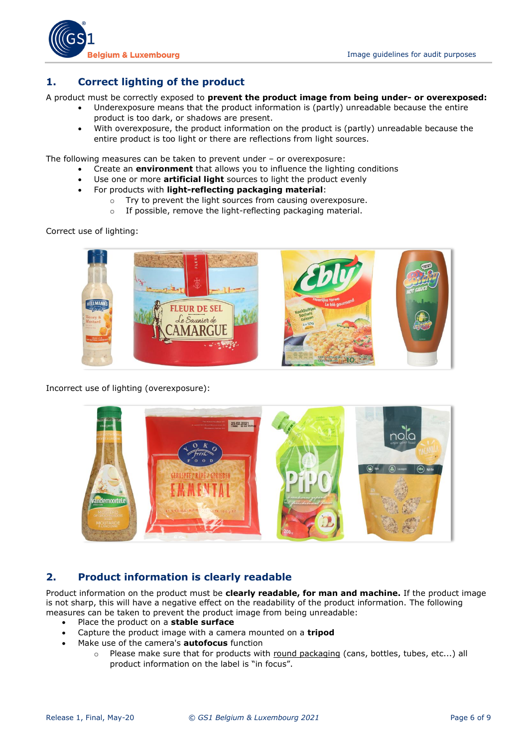## 1. Correct lighting of the product

A product must be correctly exposed to **prevent the product image from being under- or overexposed:**

- Underexposure means that the product information is (partly) unreadable because the entire product is too dark, or shadows are present.
- With overexposure, the product information on the product is (partly) unreadable because the entire product is too light or there are reflections from light sources.

The following measures can be taken to prevent under – or overexposure:

- Create an **environment** that allows you to influence the lighting conditions
- Use one or more **artificial light** sources to light the product evenly
- For products with **light-reflecting packaging material**:
    - Try to prevent the light sources from causing overexposure.
    - If possible, remove the light-reflecting packaging material.

Correct use of lighting:

Incorrect use of lighting (overexposure):

## 2. Product information is clearly readable

Product information on the product must be **clearly readable, for man and machine.** If the product image is not sharp, this will have a negative effect on the readability of the product information. The following measures can be taken to prevent the product image from being unreadable:

- Place the product on a **stable surface**
- Capture the product image with a camera mounted on a **tripod**
- Make use of the camera's **autofocus** function
    - Please make sure that for products with round packaging (cans, bottles, tubes, etc...) all product information on the label is "in focus".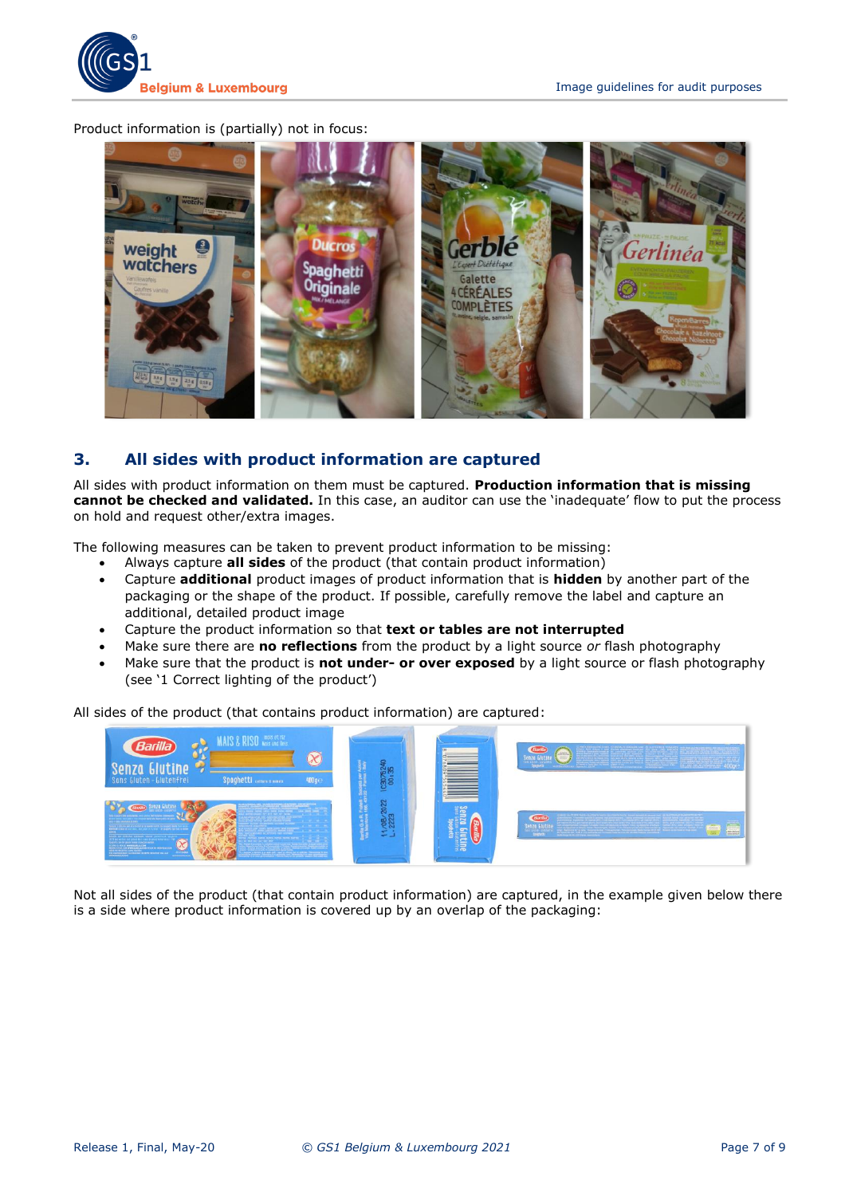Product information is (partially) not in focus:

## 3. All sides with product information are captured

All sides with product information on them must be captured. **Production information that is missing cannot be checked and validated.** In this case, an auditor can use the 'inadequate' flow to put the process on hold and request other/extra images.

The following measures can be taken to prevent product information to be missing:

- Always capture **all sides** of the product (that contain product information)
- Capture **additional** product images of product information that is **hidden** by another part of the packaging or the shape of the product. If possible, carefully remove the label and capture an additional, detailed product image
- Capture the product information so that **text or tables are not interrupted**
- Make sure there are **no reflections** from the product by a light source *or* flash photography
- Make sure that the product is **not under- or over exposed** by a light source or flash photography (see '1 Correct lighting of the product')

All sides of the product (that contains product information) are captured:

Not all sides of the product (that contain product information) are captured, in the example given below there is a side where product information is covered up by an overlap of the packaging: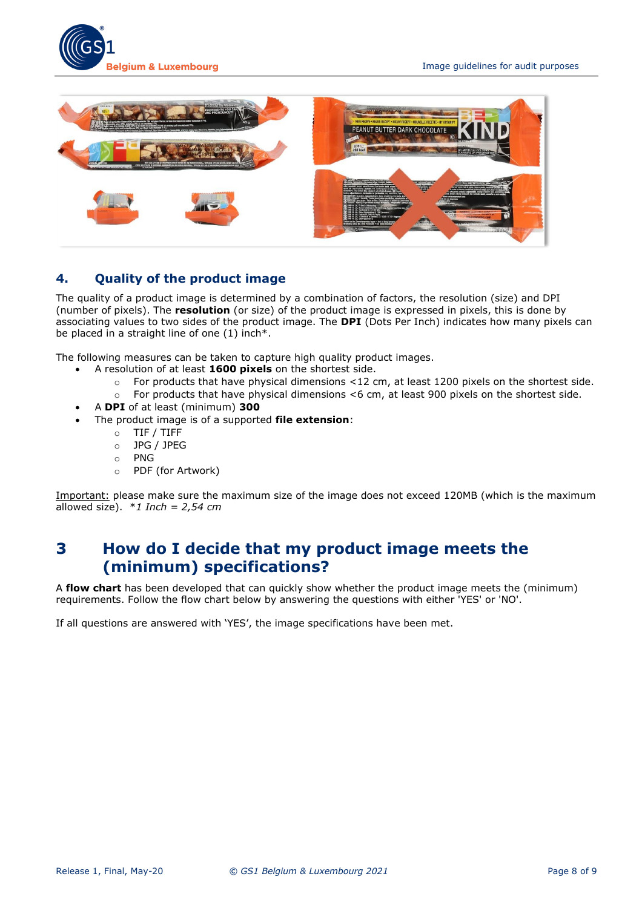## 4. Quality of the product image

The quality of a product image is determined by a combination of factors, the resolution (size) and DPI (number of pixels). The **resolution** (or size) of the product image is expressed in pixels, this is done by associating values to two sides of the product image. The **DPI** (Dots Per Inch) indicates how many pixels can be placed in a straight line of one (1) inch*.

The following measures can be taken to capture high quality product images.

- A resolution of at least **1600 pixels** on the shortest side.
  - For products that have physical dimensions <12 cm, at least 1200 pixels on the shortest side.
  - For products that have physical dimensions <6 cm, at least 900 pixels on the shortest side.
- A **DPI** of at least (minimum) **300**
- The product image is of a supported **file extension**:
  - TIF / TIFF
  - JPG / JPEG
  - PNG
  - PDF (for Artwork)

Important: please make sure the maximum size of the image does not exceed 120MB (which is the maximum allowed size). *\*1 Inch = 2,54 cm*

# 3 How do I decide that my product image meets the (minimum) specifications?

A **flow chart** has been developed that can quickly show whether the product image meets the (minimum) requirements. Follow the flow chart below by answering the questions with either 'YES' or 'NO'.

If all questions are answered with 'YES', the image specifications have been met.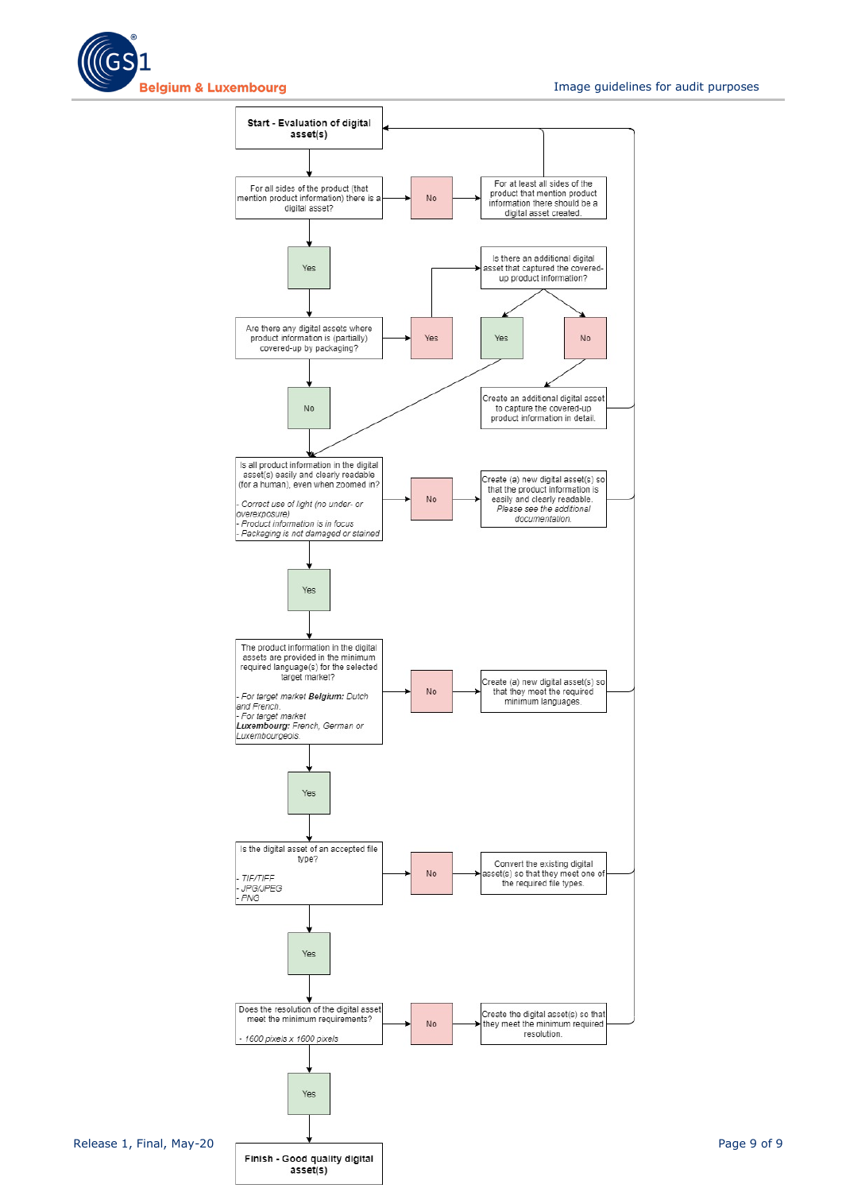Start - Evaluation of digital asset(s)

For all sides of the product (that mention product information) there is a digital asset?

No

For at least all sides of the product that mention product information there should be a digital asset created.

Yes

Are there any digital assets where product information is (partially) covered-up by packaging?

Yes

Is there an additional digital asset that captured the covered-up product information?

Yes

No

Create an additional digital asset to capture the covered-up product information in detail.

No

Is all product information in the digital asset(s) easily and clearly readable (for a human), even when zoomed in?

*- Correct use of light (no under- or overexposure)*
*- Product information is in focus*
*- Packaging is not damaged or stained*

No

Create (a) new digital asset(s) so that the product information is easily and clearly readable. *Please see the additional documentation.*

Yes

The product information in the digital assets are provided in the minimum required language(s) for the selected target market?

*- For target market **Belgium:** Dutch and French.*
*- For target market **Luxembourg:** French, German or Luxembourgeois.*

No

Create (a) new digital asset(s) so that they meet the required minimum languages.

Yes

Is the digital asset of an accepted file type?

*- TIF/TIFF*
*- JPG/JPEG*
*- PNG*

No

Convert the existing digital asset(s) so that they meet one of the required file types.

Yes

Does the resolution of the digital asset meet the minimum requirements?

*- 1600 pixels x 1600 pixels*

No

Create the digital asset(s) so that they meet the minimum required resolution.

Yes

Finish - Good quality digital asset(s)